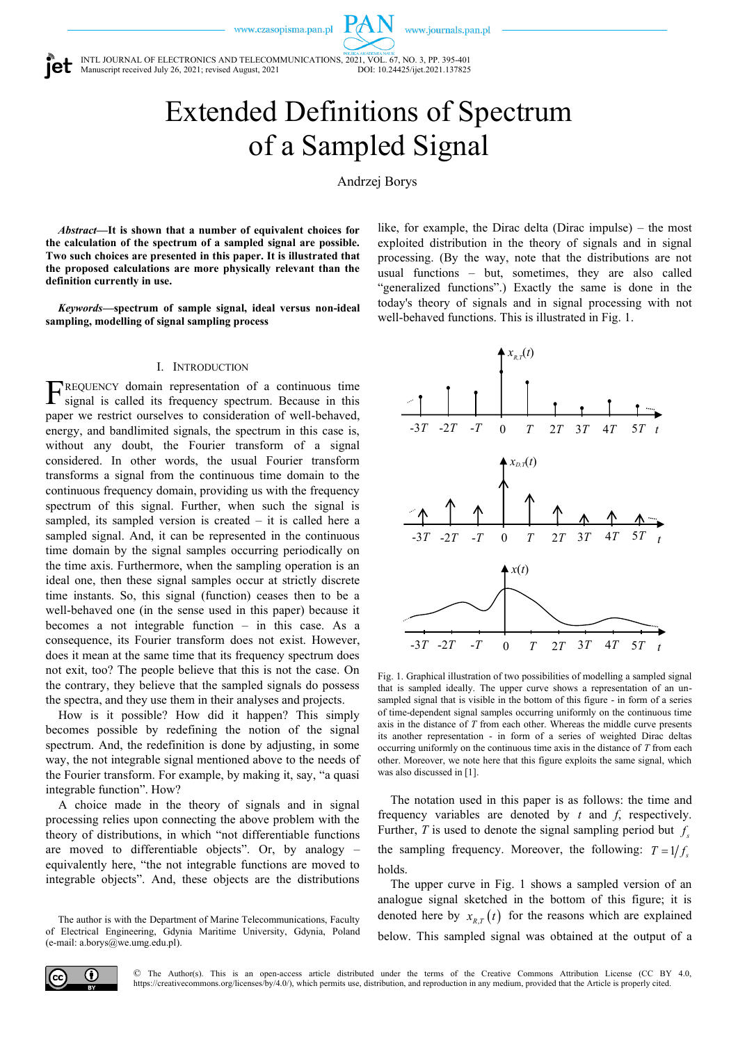# Extended Definitions of Spectrum of a Sampled Signal

Andrzej Borys

***Abstract*—It is shown that a number of equivalent choices for the calculation of the spectrum of a sampled signal are possible. Two such choices are presented in this paper. It is illustrated that the proposed calculations are more physically relevant than the definition currently in use.**

***Keywords*—spectrum of sample signal, ideal versus non-ideal sampling, modelling of signal sampling process**

## I. Introduction

Frequency domain representation of a continuous time signal is called its frequency spectrum. Because in this paper we restrict ourselves to consideration of well-behaved, energy, and bandlimited signals, the spectrum in this case is, without any doubt, the Fourier transform of a signal considered. In other words, the usual Fourier transform transforms a signal from the continuous time domain to the continuous frequency domain, providing us with the frequency spectrum of this signal. Further, when such the signal is sampled, its sampled version is created – it is called here a sampled signal. And, it can be represented in the continuous time domain by the signal samples occurring periodically on the time axis. Furthermore, when the sampling operation is an ideal one, then these signal samples occur at strictly discrete time instants. So, this signal (function) ceases then to be a well-behaved one (in the sense used in this paper) because it becomes a not integrable function – in this case. As a consequence, its Fourier transform does not exist. However, does it mean at the same time that its frequency spectrum does not exit, too? The people believe that this is not the case. On the contrary, they believe that the sampled signals do possess the spectra, and they use them in their analyses and projects.

How is it possible? How did it happen? This simply becomes possible by redefining the notion of the signal spectrum. And, the redefinition is done by adjusting, in some way, the not integrable signal mentioned above to the needs of the Fourier transform. For example, by making it, say, "a quasi integrable function". How?

A choice made in the theory of signals and in signal processing relies upon connecting the above problem with the theory of distributions, in which "not differentiable functions are moved to differentiable objects". Or, by analogy – equivalently here, "the not integrable functions are moved to integrable objects". And, these objects are the distributions like, for example, the Dirac delta (Dirac impulse) – the most exploited distribution in the theory of signals and in signal processing. (By the way, note that the distributions are not usual functions – but, sometimes, they are also called "generalized functions".) Exactly the same is done in the today's theory of signals and in signal processing with not well-behaved functions. This is illustrated in Fig. 1.

Fig. 1. Graphical illustration of two possibilities of modelling a sampled signal that is sampled ideally. The upper curve shows a representation of an un-sampled signal that is visible in the bottom of this figure - in form of a series of time-dependent signal samples occurring uniformly on the continuous time axis in the distance of $T$ from each other. Whereas the middle curve presents its another representation - in form of a series of weighted Dirac deltas occurring uniformly on the continuous time axis in the distance of $T$ from each other. Moreover, we note here that this figure exploits the same signal, which was also discussed in [1].

The notation used in this paper is as follows: the time and frequency variables are denoted by $t$ and $f$, respectively. Further, $T$ is used to denote the signal sampling period but $f_s$ the sampling frequency. Moreover, the following: $T = 1/f_s$ holds.

The upper curve in Fig. 1 shows a sampled version of an analogue signal sketched in the bottom of this figure; it is denoted here by $x_{R,T}(t)$ for the reasons which are explained below. This sampled signal was obtained at the output of a

The author is with the Department of Marine Telecommunications, Faculty of Electrical Engineering, Gdynia Maritime University, Gdynia, Poland (e-mail: a.borys@we.umg.edu.pl).

© The Author(s). This is an open-access article distributed under the terms of the Creative Commons Attribution License (CC BY 4.0, https://creativecommons.org/licenses/by/4.0/), which permits use, distribution, and reproduction in any medium, provided that the Article is properly cited.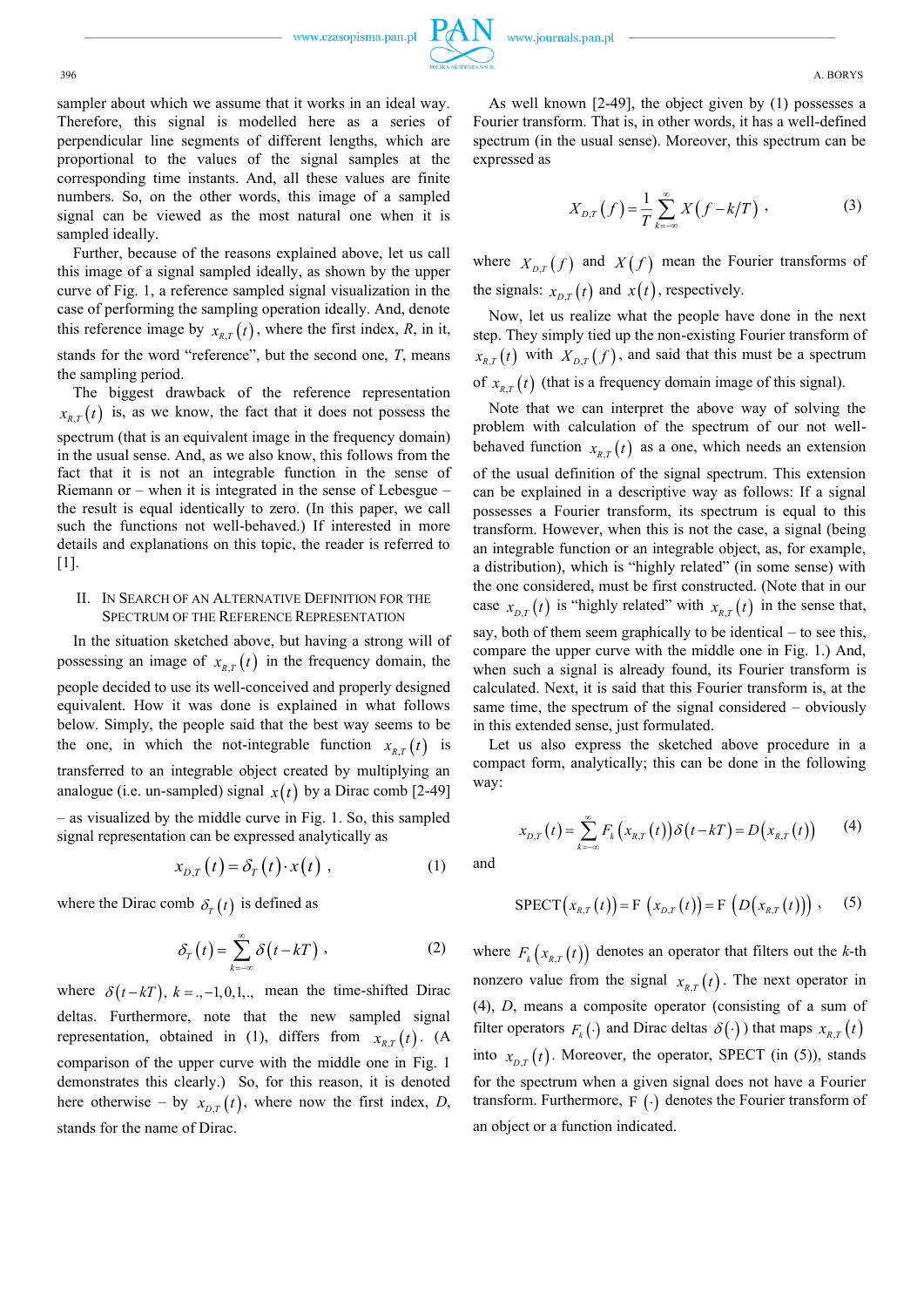sampler about which we assume that it works in an ideal way. Therefore, this signal is modelled here as a series of perpendicular line segments of different lengths, which are proportional to the values of the signal samples at the corresponding time instants. And, all these values are finite numbers. So, on the other words, this image of a sampled signal can be viewed as the most natural one when it is sampled ideally.

Further, because of the reasons explained above, let us call this image of a signal sampled ideally, as shown by the upper curve of Fig. 1, a reference sampled signal visualization in the case of performing the sampling operation ideally. And, denote this reference image by $x_{R,T}(t)$, where the first index, $R$, in it, stands for the word "reference", but the second one, $T$, means the sampling period.

The biggest drawback of the reference representation $x_{R,T}(t)$ is, as we know, the fact that it does not possess the spectrum (that is an equivalent image in the frequency domain) in the usual sense. And, as we also know, this follows from the fact that it is not an integrable function in the sense of Riemann or – when it is integrated in the sense of Lebesgue – the result is equal identically to zero. (In this paper, we call such the functions not well-behaved.) If interested in more details and explanations on this topic, the reader is referred to [1].

## II. In Search of an Alternative Definition for the Spectrum of the Reference Representation

In the situation sketched above, but having a strong will of possessing an image of $x_{R,T}(t)$ in the frequency domain, the people decided to use its well-conceived and properly designed equivalent. How it was done is explained in what follows below. Simply, the people said that the best way seems to be the one, in which the not-integrable function $x_{R,T}(t)$ is transferred to an integrable object created by multiplying an analogue (i.e. un-sampled) signal $x(t)$ by a Dirac comb [2-49] – as visualized by the middle curve in Fig. 1. So, this sampled signal representation can be expressed analytically as

$$x_{D,T}(t) = \delta_T(t) \cdot x(t) \;, \tag{1}$$

where the Dirac comb $\delta_T(t)$ is defined as

$$\delta_T(t) = \sum_{k=-\infty}^{\infty} \delta(t - kT) \;, \tag{2}$$

where $\delta(t-kT)$, $k = .,-1,0,1,.,$ mean the time-shifted Dirac deltas. Furthermore, note that the new sampled signal representation, obtained in (1), differs from $x_{R,T}(t)$. (A comparison of the upper curve with the middle one in Fig. 1 demonstrates this clearly.) So, for this reason, it is denoted here otherwise – by $x_{D,T}(t)$, where now the first index, $D$, stands for the name of Dirac.

As well known [2-49], the object given by (1) possesses a Fourier transform. That is, in other words, it has a well-defined spectrum (in the usual sense). Moreover, this spectrum can be expressed as

$$X_{D,T}(f) = \frac{1}{T} \sum_{k=-\infty}^{\infty} X(f - k/T) \;, \tag{3}$$

where $X_{D,T}(f)$ and $X(f)$ mean the Fourier transforms of the signals: $x_{D,T}(t)$ and $x(t)$, respectively.

Now, let us realize what the people have done in the next step. They simply tied up the non-existing Fourier transform of $x_{R,T}(t)$ with $X_{D,T}(f)$, and said that this must be a spectrum of $x_{R,T}(t)$ (that is a frequency domain image of this signal).

Note that we can interpret the above way of solving the problem with calculation of the spectrum of our not well-behaved function $x_{R,T}(t)$ as a one, which needs an extension of the usual definition of the signal spectrum. This extension can be explained in a descriptive way as follows: If a signal possesses a Fourier transform, its spectrum is equal to this transform. However, when this is not the case, a signal (being an integrable function or an integrable object, as, for example, a distribution), which is "highly related" (in some sense) with the one considered, must be first constructed. (Note that in our case $x_{D,T}(t)$ is "highly related" with $x_{R,T}(t)$ in the sense that, say, both of them seem graphically to be identical – to see this, compare the upper curve with the middle one in Fig. 1.) And, when such a signal is already found, its Fourier transform is calculated. Next, it is said that this Fourier transform is, at the same time, the spectrum of the signal considered – obviously in this extended sense, just formulated.

Let us also express the sketched above procedure in a compact form, analytically; this can be done in the following way:

$$x_{D,T}(t) = \sum_{k=-\infty}^{\infty} F_k\left(x_{R,T}(t)\right)\delta(t - kT) = D\left(x_{R,T}(t)\right) \tag{4}$$

and

$$\mathrm{SPECT}\left(x_{R,T}(t)\right) = \mathrm{F}\left(x_{D,T}(t)\right) = \mathrm{F}\left(D\left(x_{R,T}(t)\right)\right) \;, \tag{5}$$

where $F_k\left(x_{R,T}(t)\right)$ denotes an operator that filters out the $k$-th nonzero value from the signal $x_{R,T}(t)$. The next operator in (4), $D$, means a composite operator (consisting of a sum of filter operators $F_k(\cdot)$ and Dirac deltas $\delta(\cdot)$) that maps $x_{R,T}(t)$ into $x_{D,T}(t)$. Moreover, the operator, SPECT (in (5)), stands for the spectrum when a given signal does not have a Fourier transform. Furthermore, $\mathrm{F}(\cdot)$ denotes the Fourier transform of an object or a function indicated.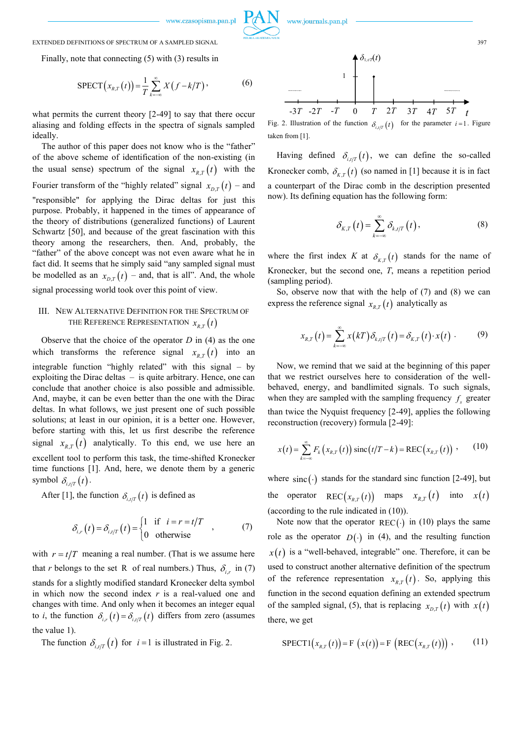Finally, note that connecting (5) with (3) results in

$$\text{SPECT}\left(x_{R,T}(t)\right) = \frac{1}{T}\sum_{k=-\infty}^{\infty} X\left(f - k/T\right), \tag{6}$$

what permits the current theory [2-49] to say that there occur aliasing and folding effects in the spectra of signals sampled ideally.

The author of this paper does not know who is the "father" of the above scheme of identification of the non-existing (in the usual sense) spectrum of the signal $x_{R,T}(t)$ with the Fourier transform of the "highly related" signal $x_{D,T}(t)$ – and "responsible" for applying the Dirac deltas for just this purpose. Probably, it happened in the times of appearance of the theory of distributions (generalized functions) of Laurent Schwartz [50], and because of the great fascination with this theory among the researchers, then. And, probably, the "father" of the above concept was not even aware what he in fact did. It seems that he simply said "any sampled signal must be modelled as an $x_{D,T}(t)$ – and, that is all". And, the whole signal processing world took over this point of view.

## III. New Alternative Definition for the Spectrum of the Reference Representation $x_{R,T}(t)$

Observe that the choice of the operator $D$ in (4) as the one which transforms the reference signal $x_{R,T}(t)$ into an integrable function "highly related" with this signal – by exploiting the Dirac deltas – is quite arbitrary. Hence, one can conclude that another choice is also possible and admissible. And, maybe, it can be even better than the one with the Dirac deltas. In what follows, we just present one of such possible solutions; at least in our opinion, it is a better one. However, before starting with this, let us first describe the reference signal $x_{R,T}(t)$ analytically. To this end, we use here an excellent tool to perform this task, the time-shifted Kronecker time functions [1]. And, here, we denote them by a generic symbol $\delta_{i,t/T}(t)$.

After [1], the function $\delta_{i,t/T}(t)$ is defined as

$$\delta_{i,r}(t) = \delta_{i,t/T}(t) = \begin{cases} 1 & \text{if } \ i = r = t/T \\ 0 & \text{otherwise} \end{cases}, \tag{7}$$

with $r = t/T$ meaning a real number. (That is we assume here that $r$ belongs to the set R of real numbers.) Thus, $\delta_{i,r}$ in (7) stands for a slightly modified standard Kronecker delta symbol in which now the second index $r$ is a real-valued one and changes with time. And only when it becomes an integer equal to $i$, the function $\delta_{i,r}(t) = \delta_{i,t/T}(t)$ differs from zero (assumes the value 1).

The function $\delta_{i,t/T}(t)$ for $i = 1$ is illustrated in Fig. 2.

Fig. 2. Illustration of the function $\delta_{i,t/T}(t)$ for the parameter $i = 1$. Figure taken from [1].

Having defined $\delta_{i,t/T}(t)$, we can define the so-called Kronecker comb, $\delta_{K,T}(t)$ (so named in [1] because it is in fact a counterpart of the Dirac comb in the description presented now). Its defining equation has the following form:

$$\delta_{K,T}(t) = \sum_{k=-\infty}^{\infty} \delta_{k,t/T}(t), \tag{8}$$

where the first index $K$ at $\delta_{K,T}(t)$ stands for the name of Kronecker, but the second one, $T$, means a repetition period (sampling period).

So, observe now that with the help of (7) and (8) we can express the reference signal $x_{R,T}(t)$ analytically as

$$x_{R,T}(t) = \sum_{k=-\infty}^{\infty} x(kT)\delta_{k,t/T}(t) = \delta_{K,T}(t)\cdot x(t). \tag{9}$$

Now, we remind that we said at the beginning of this paper that we restrict ourselves here to consideration of the well-behaved, energy, and bandlimited signals. To such signals, when they are sampled with the sampling frequency $f_s$ greater than twice the Nyquist frequency [2-49], applies the following reconstruction (recovery) formula [2-49]:

$$x(t) = \sum_{k=-\infty}^{\infty} F_k\left(x_{R,T}(t)\right)\text{sinc}\left(t/T - k\right) = \text{REC}\left(x_{R,T}(t)\right), \tag{10}$$

where $\text{sinc}(\cdot)$ stands for the standard sinc function [2-49], but the operator $\text{REC}\left(x_{R,T}(t)\right)$ maps $x_{R,T}(t)$ into $x(t)$ (according to the rule indicated in (10)).

Note now that the operator $\text{REC}(\cdot)$ in (10) plays the same role as the operator $D(\cdot)$ in (4), and the resulting function $x(t)$ is a "well-behaved, integrable" one. Therefore, it can be used to construct another alternative definition of the spectrum of the reference representation $x_{R,T}(t)$. So, applying this function in the second equation defining an extended spectrum of the sampled signal, (5), that is replacing $x_{D,T}(t)$ with $x(t)$ there, we get

$$\text{SPECT1}\left(x_{R,T}(t)\right) = \text{F}\left(x(t)\right) = \text{F}\left(\text{REC}\left(x_{R,T}(t)\right)\right), \tag{11}$$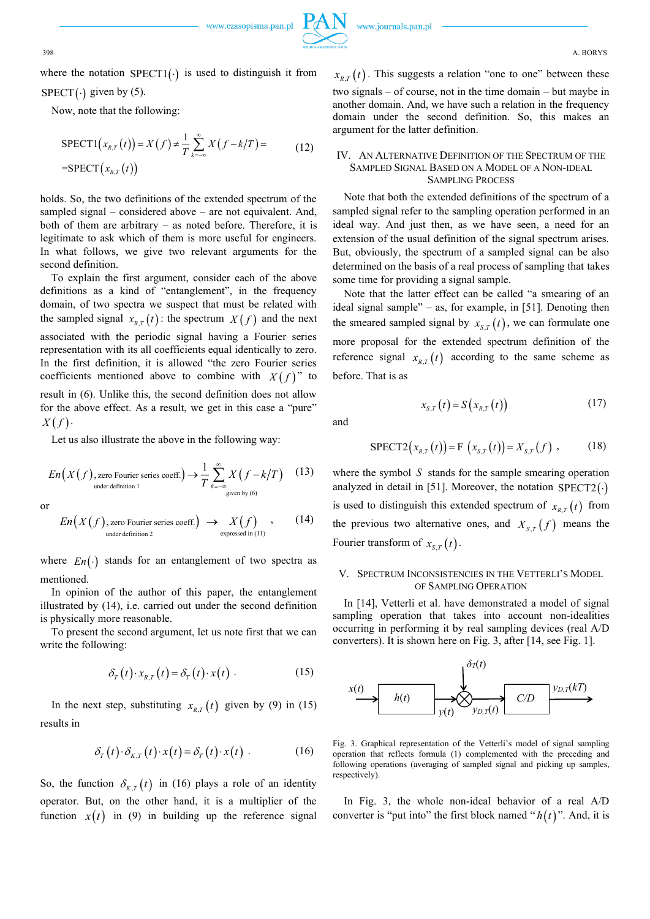where the notation $\text{SPECT1}(\cdot)$ is used to distinguish it from $\text{SPECT}(\cdot)$ given by (5).

Now, note that the following:

$$\text{SPECT1}\left(x_{R,T}(t)\right)=X(f)\neq\frac{1}{T}\sum_{k=-\infty}^{\infty}X(f-k/T)= \\ =\text{SPECT}\left(x_{R,T}(t)\right) \qquad (12)$$

holds. So, the two definitions of the extended spectrum of the sampled signal – considered above – are not equivalent. And, both of them are arbitrary – as noted before. Therefore, it is legitimate to ask which of them is more useful for engineers. In what follows, we give two relevant arguments for the second definition.

To explain the first argument, consider each of the above definitions as a kind of "entanglement", in the frequency domain, of two spectra we suspect that must be related with the sampled signal $x_{R,T}(t)$: the spectrum $X(f)$ and the next associated with the periodic signal having a Fourier series representation with its all coefficients equal identically to zero. In the first definition, it is allowed "the zero Fourier series coefficients mentioned above to combine with $X(f)$" to result in (6). Unlike this, the second definition does not allow for the above effect. As a result, we get in this case a "pure" $X(f)$.

Let us also illustrate the above in the following way:

$$\underset{\text{under definition 1}}{En\left(X(f),\text{zero Fourier series coeff.}\right)}\rightarrow\underset{\text{given by (6)}}{\frac{1}{T}\sum_{k=-\infty}^{\infty}X(f-k/T)} \qquad (13)$$

or

$$\underset{\text{under definition 2}}{En\left(X(f),\text{zero Fourier series coeff.}\right)}\;\rightarrow\;\underset{\text{expressed in (11)}}{X(f)}\quad , \qquad (14)$$

where $En(\cdot)$ stands for an entanglement of two spectra as mentioned.

In opinion of the author of this paper, the entanglement illustrated by (14), i.e. carried out under the second definition is physically more reasonable.

To present the second argument, let us note first that we can write the following:

$$\delta_T(t)\cdot x_{R,T}(t)=\delta_T(t)\cdot x(t)\;. \qquad (15)$$

In the next step, substituting $x_{R,T}(t)$ given by (9) in (15) results in

$$\delta_T(t)\cdot\delta_{K,T}(t)\cdot x(t)=\delta_T(t)\cdot x(t)\;. \qquad (16)$$

So, the function $\delta_{K,T}(t)$ in (16) plays a role of an identity operator. But, on the other hand, it is a multiplier of the function $x(t)$ in (9) in building up the reference signal $x_{R,T}(t)$. This suggests a relation "one to one" between these two signals – of course, not in the time domain – but maybe in another domain. And, we have such a relation in the frequency domain under the second definition. So, this makes an argument for the latter definition.

## IV. An Alternative Definition of the Spectrum of the Sampled Signal Based on a Model of a Non-Ideal Sampling Process

Note that both the extended definitions of the spectrum of a sampled signal refer to the sampling operation performed in an ideal way. And just then, as we have seen, a need for an extension of the usual definition of the signal spectrum arises. But, obviously, the spectrum of a sampled signal can be also determined on the basis of a real process of sampling that takes some time for providing a signal sample.

Note that the latter effect can be called "a smearing of an ideal signal sample" – as, for example, in [51]. Denoting then the smeared sampled signal by $x_{S,T}(t)$, we can formulate one more proposal for the extended spectrum definition of the reference signal $x_{R,T}(t)$ according to the same scheme as before. That is as

$$x_{S,T}(t)=S\left(x_{R,T}(t)\right) \qquad (17)$$

and

$$\text{SPECT2}\left(x_{R,T}(t)\right)=\text{F}\left(x_{S,T}(t)\right)=X_{S,T}(f)\;, \qquad (18)$$

where the symbol $S$ stands for the sample smearing operation analyzed in detail in [51]. Moreover, the notation $\text{SPECT2}(\cdot)$ is used to distinguish this extended spectrum of $x_{R,T}(t)$ from the previous two alternative ones, and $X_{S,T}(f)$ means the Fourier transform of $x_{S,T}(t)$.

## V. Spectrum Inconsistencies in the Vetterli's Model of Sampling Operation

In [14], Vetterli et al. have demonstrated a model of signal sampling operation that takes into account non-idealities occurring in performing it by real sampling devices (real A/D converters). It is shown here on Fig. 3, after [14, see Fig. 1].

Fig. 3. Graphical representation of the Vetterli's model of signal sampling operation that reflects formula (1) complemented with the preceding and following operations (averaging of sampled signal and picking up samples, respectively).

In Fig. 3, the whole non-ideal behavior of a real A/D converter is "put into" the first block named "$h(t)$". And, it is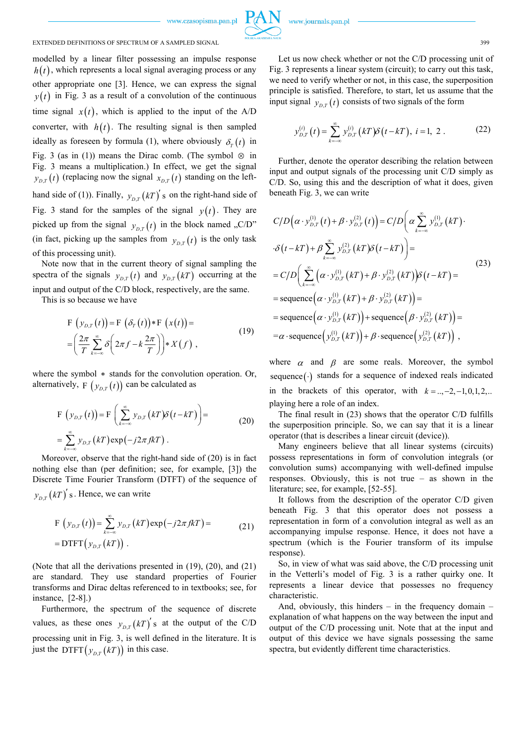modelled by a linear filter possessing an impulse response $h(t)$, which represents a local signal averaging process or any other appropriate one [3]. Hence, we can express the signal $y(t)$ in Fig. 3 as a result of a convolution of the continuous time signal $x(t)$, which is applied to the input of the A/D converter, with $h(t)$. The resulting signal is then sampled ideally as foreseen by formula (1), where obviously $\delta_T(t)$ in Fig. 3 (as in (1)) means the Dirac comb. (The symbol $\otimes$ in Fig. 3 means a multiplication.) In effect, we get the signal $y_{D,T}(t)$ (replacing now the signal $x_{D,T}(t)$ standing on the left-hand side of (1)). Finally, $y_{D,T}(kT)'$s on the right-hand side of Fig. 3 stand for the samples of the signal $y(t)$. They are picked up from the signal $y_{D,T}(t)$ in the block named „C/D" (in fact, picking up the samples from $y_{D,T}(t)$ is the only task of this processing unit).

Note now that in the current theory of signal sampling the spectra of the signals $y_{D,T}(t)$ and $y_{D,T}(kT)$ occurring at the input and output of the C/D block, respectively, are the same. This is so because we have

$$
\begin{aligned}
&\mathrm{F}\left(y_{D,T}(t)\right)=\mathrm{F}\left(\delta_T(t)\right)*\mathrm{F}\left(x(t)\right)= \\
&=\left(\frac{2\pi}{T}\sum_{k=-\infty}^{\infty}\delta\left(2\pi f-k\frac{2\pi}{T}\right)\right)*X(f)\;,
\end{aligned}
\tag{19}
$$

where the symbol $*$ stands for the convolution operation. Or, alternatively, $\mathrm{F}\left(y_{D,T}(t)\right)$ can be calculated as

$$
\begin{aligned}
&\mathrm{F}\left(y_{D,T}(t)\right)=\mathrm{F}\left(\sum_{k=-\infty}^{\infty}y_{D,T}(kT)\delta(t-kT)\right)= \\
&=\sum_{k=-\infty}^{\infty}y_{D,T}(kT)\exp(-j2\pi fkT)\;.
\end{aligned}
\tag{20}
$$

Moreover, observe that the right-hand side of (20) is in fact nothing else than (per definition; see, for example, [3]) the Discrete Time Fourier Transform (DTFT) of the sequence of $y_{D,T}(kT)'$s. Hence, we can write

$$
\begin{aligned}
&\mathrm{F}\left(y_{D,T}(t)\right)=\sum_{k=-\infty}^{\infty}y_{D,T}(kT)\exp(-j2\pi fkT)= \\
&=\mathrm{DTFT}\left(y_{D,T}(kT)\right)\;.
\end{aligned}
\tag{21}
$$

(Note that all the derivations presented in (19), (20), and (21) are standard. They use standard properties of Fourier transforms and Dirac deltas referenced to in textbooks; see, for instance, [2-8].)

Furthermore, the spectrum of the sequence of discrete values, as these ones $y_{D,T}(kT)'$s at the output of the C/D processing unit in Fig. 3, is well defined in the literature. It is just the $\mathrm{DTFT}\left(y_{D,T}(kT)\right)$ in this case.

Let us now check whether or not the C/D processing unit of Fig. 3 represents a linear system (circuit); to carry out this task, we need to verify whether or not, in this case, the superposition principle is satisfied. Therefore, to start, let us assume that the input signal $y_{D,T}(t)$ consists of two signals of the form

$$
y_{D,T}^{(i)}(t)=\sum_{k=-\infty}^{\infty}y_{D,T}^{(i)}(kT)\delta(t-kT),\; i=1,\;2\;.
\tag{22}
$$

Further, denote the operator describing the relation between input and output signals of the processing unit C/D simply as C/D. So, using this and the description of what it does, given beneath Fig. 3, we can write

$$
\begin{aligned}
&C/D\left(\alpha\cdot y_{D,T}^{(1)}(t)+\beta\cdot y_{D,T}^{(2)}(t)\right)=C/D\left(\alpha\sum_{k=-\infty}^{\infty}y_{D,T}^{(1)}(kT)\cdot\right. \\
&\left.\cdot\delta(t-kT)+\beta\sum_{k=-\infty}^{\infty}y_{D,T}^{(2)}(kT)\delta(t-kT)\right)= \\
&=C/D\left(\sum_{k=-\infty}^{\infty}\left(\alpha\cdot y_{D,T}^{(1)}(kT)+\beta\cdot y_{D,T}^{(2)}(kT)\right)\delta(t-kT)\right)= \\
&=\mathrm{sequence}\left(\alpha\cdot y_{D,T}^{(1)}(kT)+\beta\cdot y_{D,T}^{(2)}(kT)\right)= \\
&=\mathrm{sequence}\left(\alpha\cdot y_{D,T}^{(1)}(kT)\right)+\mathrm{sequence}\left(\beta\cdot y_{D,T}^{(2)}(kT)\right)= \\
&=\alpha\cdot\mathrm{sequence}\left(y_{D,T}^{(1)}(kT)\right)+\beta\cdot\mathrm{sequence}\left(y_{D,T}^{(2)}(kT)\right)\;,
\end{aligned}
\tag{23}
$$

where $\alpha$ and $\beta$ are some reals. Moreover, the symbol $\mathrm{sequence}(\cdot)$ stands for a sequence of indexed reals indicated in the brackets of this operator, with $k=..,-2,-1,0,1,2,..$ playing here a role of an index.

The final result in (23) shows that the operator C/D fulfills the superposition principle. So, we can say that it is a linear operator (that is describes a linear circuit (device)).

Many engineers believe that all linear systems (circuits) possess representations in form of convolution integrals (or convolution sums) accompanying with well-defined impulse responses. Obviously, this is not true – as shown in the literature; see, for example, [52-55].

It follows from the description of the operator C/D given beneath Fig. 3 that this operator does not possess a representation in form of a convolution integral as well as an accompanying impulse response. Hence, it does not have a spectrum (which is the Fourier transform of its impulse response).

So, in view of what was said above, the C/D processing unit in the Vetterli's model of Fig. 3 is a rather quirky one. It represents a linear device that possesses no frequency characteristic.

And, obviously, this hinders – in the frequency domain – explanation of what happens on the way between the input and output of the C/D processing unit. Note that at the input and output of this device we have signals possessing the same spectra, but evidently different time characteristics.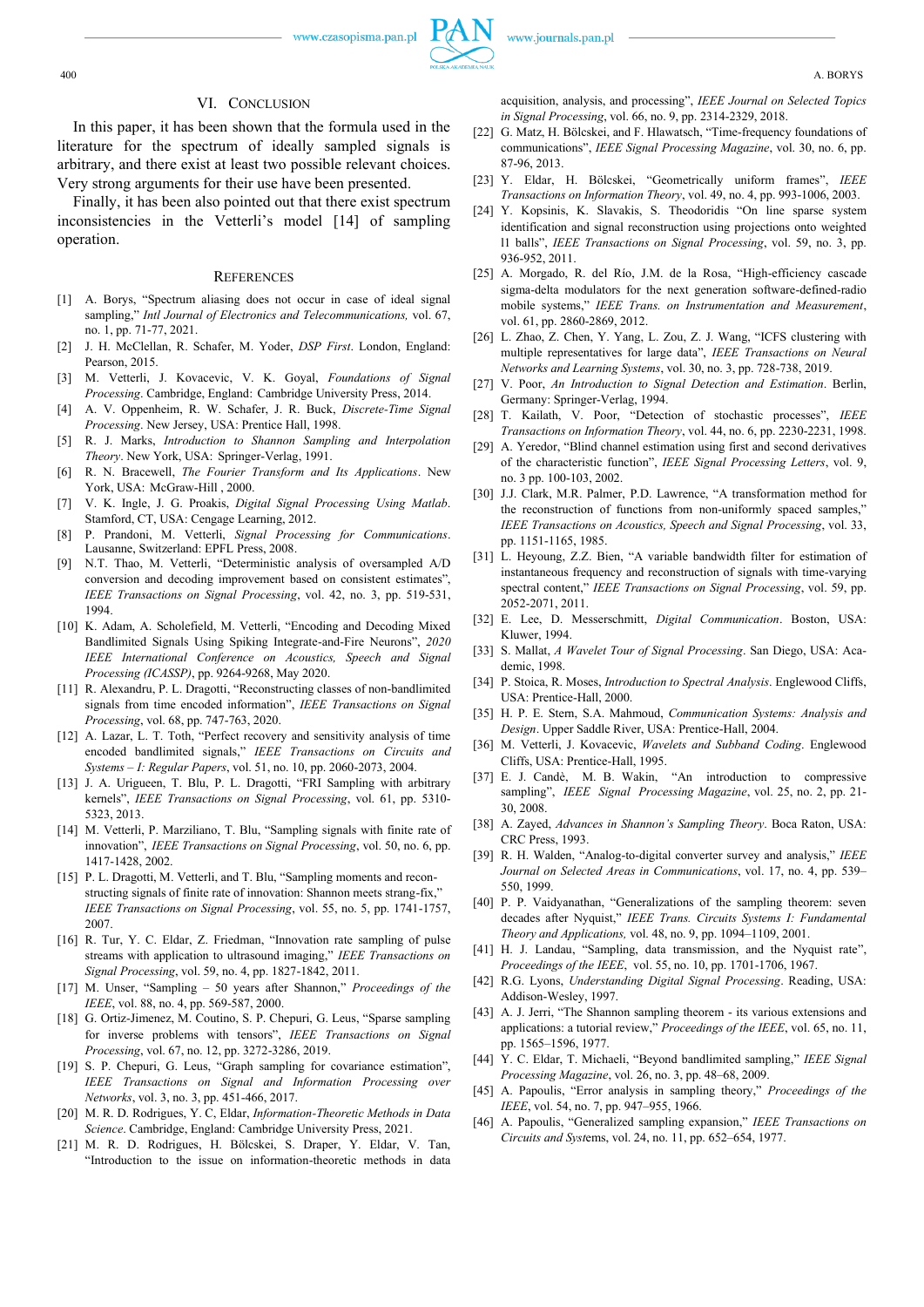## VI. Conclusion

In this paper, it has been shown that the formula used in the literature for the spectrum of ideally sampled signals is arbitrary, and there exist at least two possible relevant choices. Very strong arguments for their use have been presented.

Finally, it has been also pointed out that there exist spectrum inconsistencies in the Vetterli's model [14] of sampling operation.

## References

[1] A. Borys, "Spectrum aliasing does not occur in case of ideal signal sampling," *Intl Journal of Electronics and Telecommunications,* vol. 67, no. 1, pp. 71-77, 2021.

[2] J. H. McClellan, R. Schafer, M. Yoder, *DSP First*. London, England: Pearson, 2015.

[3] M. Vetterli, J. Kovacevic, V. K. Goyal, *Foundations of Signal Processing*. Cambridge, England: Cambridge University Press, 2014.

[4] A. V. Oppenheim, R. W. Schafer, J. R. Buck, *Discrete-Time Signal Processing*. New Jersey, USA: Prentice Hall, 1998.

[5] R. J. Marks, *Introduction to Shannon Sampling and Interpolation Theory*. New York, USA: Springer-Verlag, 1991.

[6] R. N. Bracewell, *The Fourier Transform and Its Applications*. New York, USA: McGraw-Hill , 2000.

[7] V. K. Ingle, J. G. Proakis, *Digital Signal Processing Using Matlab*. Stamford, CT, USA: Cengage Learning, 2012.

[8] P. Prandoni, M. Vetterli, *Signal Processing for Communications*. Lausanne, Switzerland: EPFL Press, 2008.

[9] N.T. Thao, M. Vetterli, "Deterministic analysis of oversampled A/D conversion and decoding improvement based on consistent estimates", *IEEE Transactions on Signal Processing*, vol. 42, no. 3, pp. 519-531, 1994.

[10] K. Adam, A. Scholefield, M. Vetterli, "Encoding and Decoding Mixed Bandlimited Signals Using Spiking Integrate-and-Fire Neurons", *2020 IEEE International Conference on Acoustics, Speech and Signal Processing (ICASSP)*, pp. 9264-9268, May 2020.

[11] R. Alexandru, P. L. Dragotti, "Reconstructing classes of non-bandlimited signals from time encoded information", *IEEE Transactions on Signal Processing*, vol. 68, pp. 747-763, 2020.

[12] A. Lazar, L. T. Toth, "Perfect recovery and sensitivity analysis of time encoded bandlimited signals," *IEEE Transactions on Circuits and Systems – I: Regular Papers*, vol. 51, no. 10, pp. 2060-2073, 2004.

[13] J. A. Urigueen, T. Blu, P. L. Dragotti, "FRI Sampling with arbitrary kernels", *IEEE Transactions on Signal Processing*, vol. 61, pp. 5310-5323, 2013.

[14] M. Vetterli, P. Marziliano, T. Blu, "Sampling signals with finite rate of innovation", *IEEE Transactions on Signal Processing*, vol. 50, no. 6, pp. 1417-1428, 2002.

[15] P. L. Dragotti, M. Vetterli, and T. Blu, "Sampling moments and reconstructing signals of finite rate of innovation: Shannon meets strang-fix," *IEEE Transactions on Signal Processing*, vol. 55, no. 5, pp. 1741-1757, 2007.

[16] R. Tur, Y. C. Eldar, Z. Friedman, "Innovation rate sampling of pulse streams with application to ultrasound imaging," *IEEE Transactions on Signal Processing*, vol. 59, no. 4, pp. 1827-1842, 2011.

[17] M. Unser, "Sampling – 50 years after Shannon," *Proceedings of the IEEE*, vol. 88, no. 4, pp. 569-587, 2000.

[18] G. Ortiz-Jimenez, M. Coutino, S. P. Chepuri, G. Leus, "Sparse sampling for inverse problems with tensors", *IEEE Transactions on Signal Processing*, vol. 67, no. 12, pp. 3272-3286, 2019.

[19] S. P. Chepuri, G. Leus, "Graph sampling for covariance estimation", *IEEE Transactions on Signal and Information Processing over Networks*, vol. 3, no. 3, pp. 451-466, 2017.

[20] M. R. D. Rodrigues, Y. C, Eldar, *Information-Theoretic Methods in Data Science*. Cambridge, England: Cambridge University Press, 2021.

[21] M. R. D. Rodrigues, H. Bölcskei, S. Draper, Y. Eldar, V. Tan, "Introduction to the issue on information-theoretic methods in data acquisition, analysis, and processing", *IEEE Journal on Selected Topics in Signal Processing*, vol. 66, no. 9, pp. 2314-2329, 2018.

[22] G. Matz, H. Bölcskei, and F. Hlawatsch, "Time-frequency foundations of communications", *IEEE Signal Processing Magazine*, vol. 30, no. 6, pp. 87-96, 2013.

[23] Y. Eldar, H. Bölcskei, "Geometrically uniform frames", *IEEE Transactions on Information Theory*, vol. 49, no. 4, pp. 993-1006, 2003.

[24] Y. Kopsinis, K. Slavakis, S. Theodoridis "On line sparse system identification and signal reconstruction using projections onto weighted l1 balls", *IEEE Transactions on Signal Processing*, vol. 59, no. 3, pp. 936-952, 2011.

[25] A. Morgado, R. del Río, J.M. de la Rosa, "High-efficiency cascade sigma-delta modulators for the next generation software-defined-radio mobile systems," *IEEE Trans. on Instrumentation and Measurement*, vol. 61, pp. 2860-2869, 2012.

[26] L. Zhao, Z. Chen, Y. Yang, L. Zou, Z. J. Wang, "ICFS clustering with multiple representatives for large data", *IEEE Transactions on Neural Networks and Learning Systems*, vol. 30, no. 3, pp. 728-738, 2019.

[27] V. Poor, *An Introduction to Signal Detection and Estimation*. Berlin, Germany: Springer-Verlag, 1994.

[28] T. Kailath, V. Poor, "Detection of stochastic processes", *IEEE Transactions on Information Theory*, vol. 44, no. 6, pp. 2230-2231, 1998.

[29] A. Yeredor, "Blind channel estimation using first and second derivatives of the characteristic function", *IEEE Signal Processing Letters*, vol. 9, no. 3 pp. 100-103, 2002.

[30] J.J. Clark, M.R. Palmer, P.D. Lawrence, "A transformation method for the reconstruction of functions from non-uniformly spaced samples," *IEEE Transactions on Acoustics, Speech and Signal Processing*, vol. 33, pp. 1151-1165, 1985.

[31] L. Heyoung, Z.Z. Bien, "A variable bandwidth filter for estimation of instantaneous frequency and reconstruction of signals with time-varying spectral content," *IEEE Transactions on Signal Processing*, vol. 59, pp. 2052-2071, 2011.

[32] E. Lee, D. Messerschmitt, *Digital Communication*. Boston, USA: Kluwer, 1994.

[33] S. Mallat, *A Wavelet Tour of Signal Processing*. San Diego, USA: Academic, 1998.

[34] P. Stoica, R. Moses, *Introduction to Spectral Analysis*. Englewood Cliffs, USA: Prentice-Hall, 2000.

[35] H. P. E. Stern, S.A. Mahmoud, *Communication Systems: Analysis and Design*. Upper Saddle River, USA: Prentice-Hall, 2004.

[36] M. Vetterli, J. Kovacevic, *Wavelets and Subband Coding*. Englewood Cliffs, USA: Prentice-Hall, 1995.

[37] E. J. Candè, M. B. Wakin, "An introduction to compressive sampling", *IEEE Signal Processing Magazine*, vol. 25, no. 2, pp. 21-30, 2008.

[38] A. Zayed, *Advances in Shannon's Sampling Theory*. Boca Raton, USA: CRC Press, 1993.

[39] R. H. Walden, "Analog-to-digital converter survey and analysis," *IEEE Journal on Selected Areas in Communications*, vol. 17, no. 4, pp. 539–550, 1999.

[40] P. P. Vaidyanathan, "Generalizations of the sampling theorem: seven decades after Nyquist," *IEEE Trans. Circuits Systems I: Fundamental Theory and Applications,* vol. 48, no. 9, pp. 1094–1109, 2001.

[41] H. J. Landau, "Sampling, data transmission, and the Nyquist rate", *Proceedings of the IEEE*, vol. 55, no. 10, pp. 1701-1706, 1967.

[42] R.G. Lyons, *Understanding Digital Signal Processing*. Reading, USA: Addison-Wesley, 1997.

[43] A. J. Jerri, "The Shannon sampling theorem - its various extensions and applications: a tutorial review," *Proceedings of the IEEE*, vol. 65, no. 11, pp. 1565–1596, 1977.

[44] Y. C. Eldar, T. Michaeli, "Beyond bandlimited sampling," *IEEE Signal Processing Magazine*, vol. 26, no. 3, pp. 48–68, 2009.

[45] A. Papoulis, "Error analysis in sampling theory," *Proceedings of the IEEE*, vol. 54, no. 7, pp. 947–955, 1966.

[46] A. Papoulis, "Generalized sampling expansion," *IEEE Transactions on Circuits and Systems*, vol. 24, no. 11, pp. 652–654, 1977.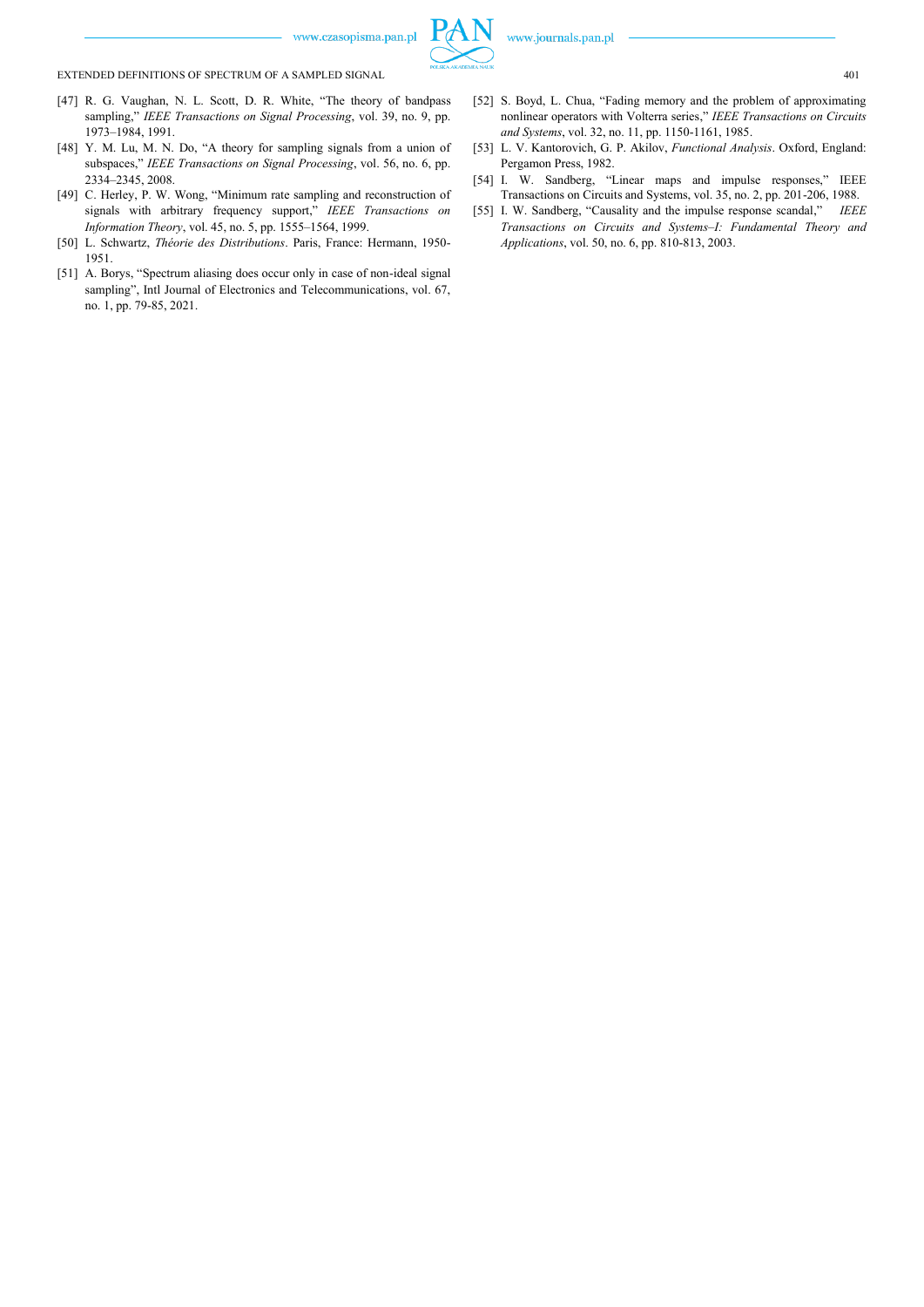[47] R. G. Vaughan, N. L. Scott, D. R. White, "The theory of bandpass sampling," *IEEE Transactions on Signal Processing*, vol. 39, no. 9, pp. 1973–1984, 1991.

[48] Y. M. Lu, M. N. Do, "A theory for sampling signals from a union of subspaces," *IEEE Transactions on Signal Processing*, vol. 56, no. 6, pp. 2334–2345, 2008.

[49] C. Herley, P. W. Wong, "Minimum rate sampling and reconstruction of signals with arbitrary frequency support," *IEEE Transactions on Information Theory*, vol. 45, no. 5, pp. 1555–1564, 1999.

[50] L. Schwartz, *Théorie des Distributions*. Paris, France: Hermann, 1950-1951.

[51] A. Borys, "Spectrum aliasing does occur only in case of non-ideal signal sampling", Intl Journal of Electronics and Telecommunications, vol. 67, no. 1, pp. 79-85, 2021.

[52] S. Boyd, L. Chua, "Fading memory and the problem of approximating nonlinear operators with Volterra series," *IEEE Transactions on Circuits and Systems*, vol. 32, no. 11, pp. 1150-1161, 1985.

[53] L. V. Kantorovich, G. P. Akilov, *Functional Analysis*. Oxford, England: Pergamon Press, 1982.

[54] I. W. Sandberg, "Linear maps and impulse responses," IEEE Transactions on Circuits and Systems, vol. 35, no. 2, pp. 201-206, 1988.

[55] I. W. Sandberg, "Causality and the impulse response scandal," *IEEE Transactions on Circuits and Systems–I: Fundamental Theory and Applications*, vol. 50, no. 6, pp. 810-813, 2003.